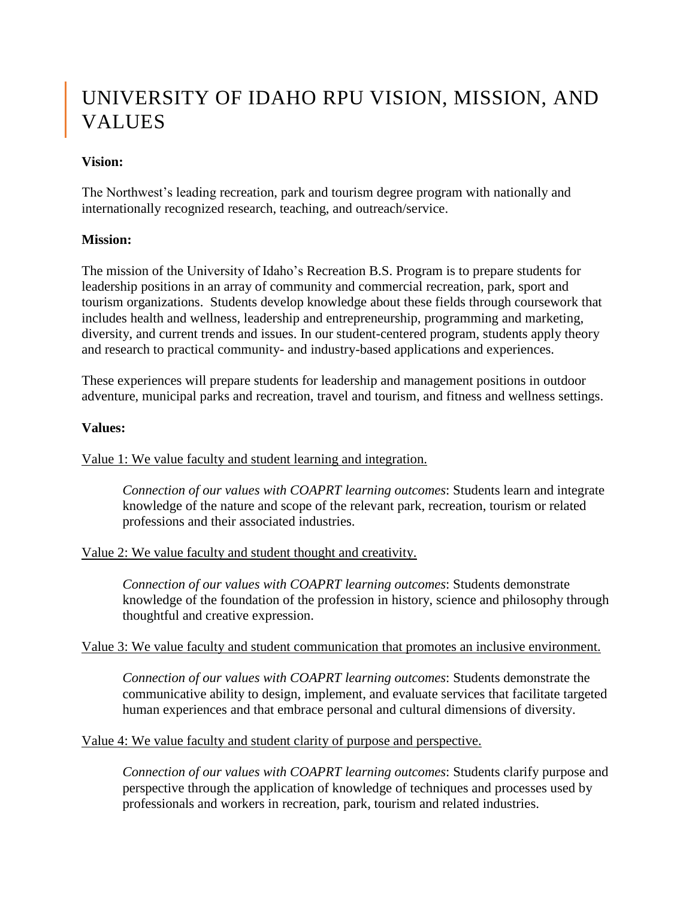# UNIVERSITY OF IDAHO RPU VISION, MISSION, AND VALUES

**Vision:**

The Northwest's leading recreation, park and tourism degree program with nationally and internationally recognized research, teaching, and outreach/service.

**Mission:**

The mission of the University of Idaho's Recreation B.S. Program is to prepare students for leadership positions in an array of community and commercial recreation, park, sport and tourism organizations. Students develop knowledge about these fields through coursework that includes health and wellness, leadership and entrepreneurship, programming and marketing, diversity, and current trends and issues. In our student-centered program, students apply theory and research to practical community- and industry-based applications and experiences.

These experiences will prepare students for leadership and management positions in outdoor adventure, municipal parks and recreation, travel and tourism, and fitness and wellness settings.

**Values:**

<u>Value 1: We value faculty and student learning and integration.</u>

> *Connection of our values with COAPRT learning outcomes*: Students learn and integrate knowledge of the nature and scope of the relevant park, recreation, tourism or related professions and their associated industries.

<u>Value 2: We value faculty and student thought and creativity.</u>

> *Connection of our values with COAPRT learning outcomes*: Students demonstrate knowledge of the foundation of the profession in history, science and philosophy through thoughtful and creative expression.

<u>Value 3: We value faculty and student communication that promotes an inclusive environment.</u>

> *Connection of our values with COAPRT learning outcomes*: Students demonstrate the communicative ability to design, implement, and evaluate services that facilitate targeted human experiences and that embrace personal and cultural dimensions of diversity.

<u>Value 4: We value faculty and student clarity of purpose and perspective.</u>

> *Connection of our values with COAPRT learning outcomes*: Students clarify purpose and perspective through the application of knowledge of techniques and processes used by professionals and workers in recreation, park, tourism and related industries.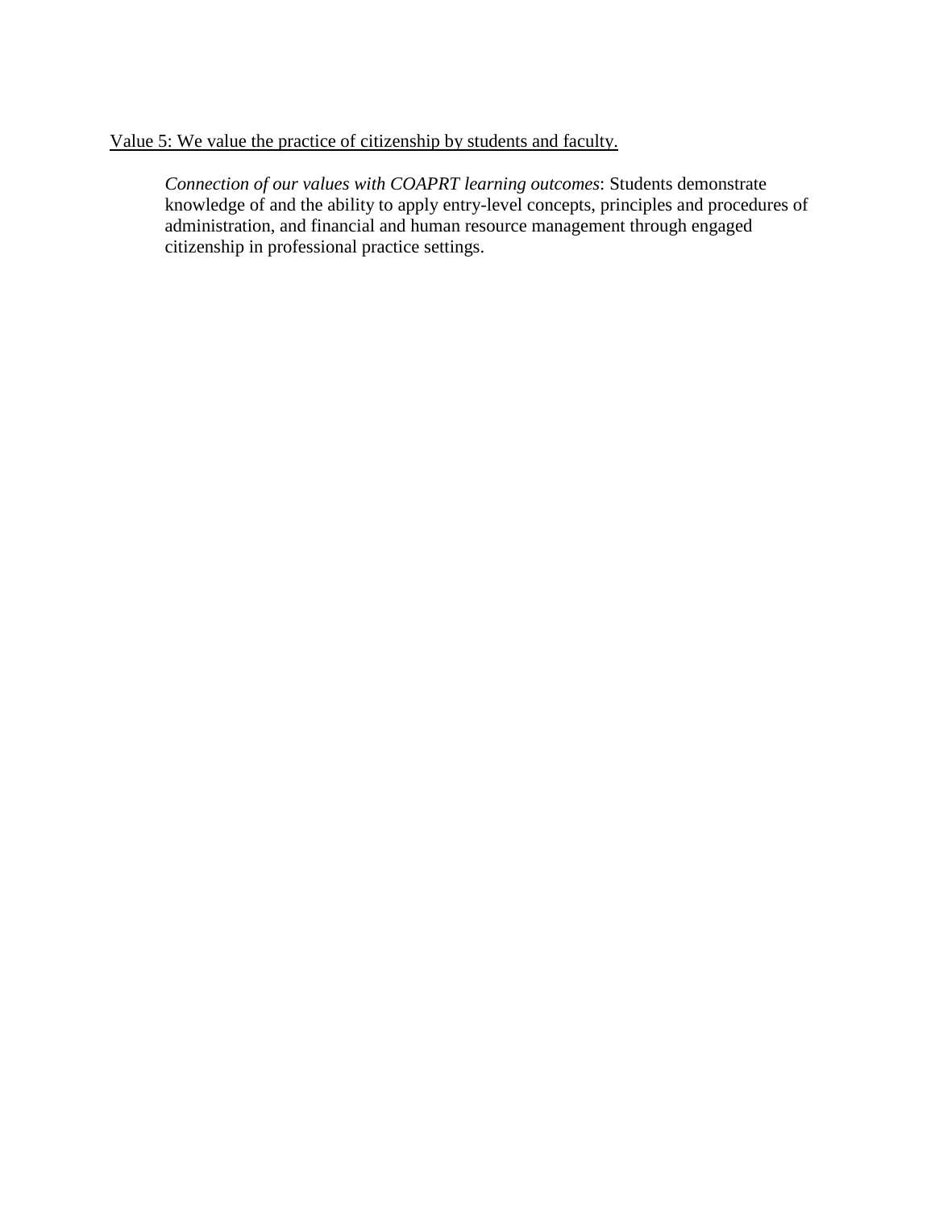<u>Value 5: We value the practice of citizenship by students and faculty.</u>

*Connection of our values with COAPRT learning outcomes*: Students demonstrate knowledge of and the ability to apply entry-level concepts, principles and procedures of administration, and financial and human resource management through engaged citizenship in professional practice settings.